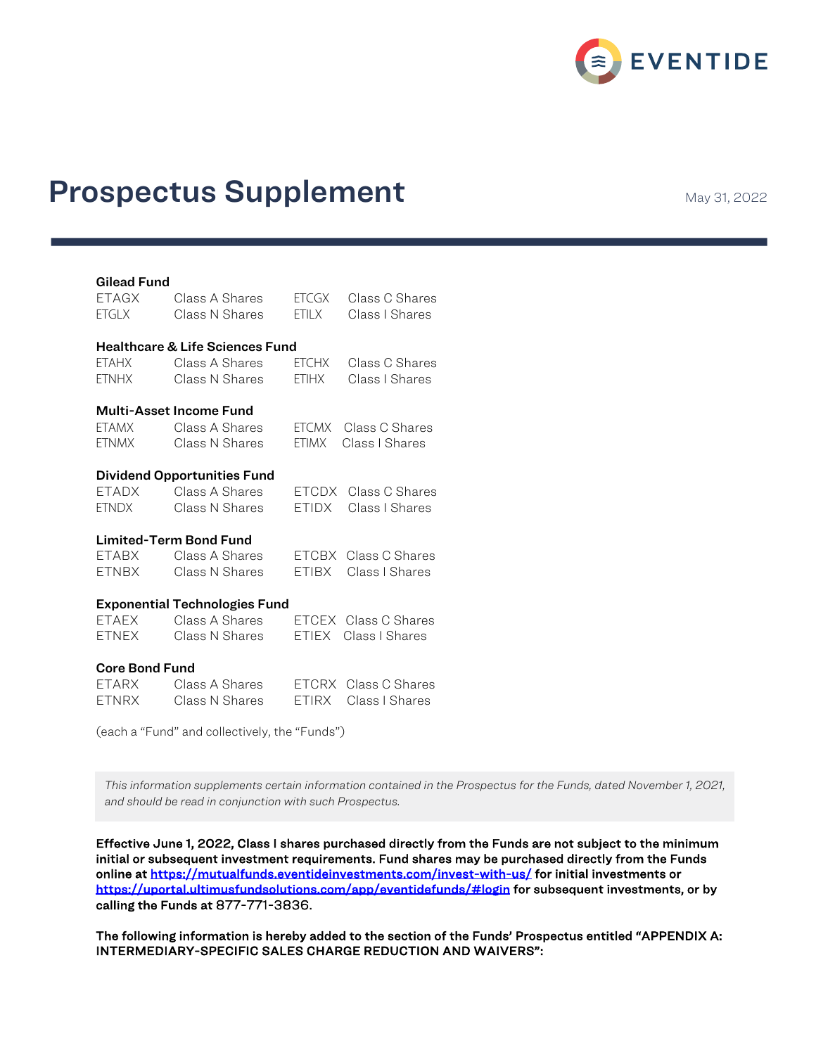EVENTIDE

# Prospectus Supplement

May 31, 2022

**Gilead Fund**

| | | | |
|---|---|---|---|
| ETAGX | Class A Shares | ETCGX | Class C Shares |
| ETGLX | Class N Shares | ETILX | Class I Shares |

**Healthcare & Life Sciences Fund**

| | | | |
|---|---|---|---|
| ETAHX | Class A Shares | ETCHX | Class C Shares |
| ETNHX | Class N Shares | ETIHX | Class I Shares |

**Multi-Asset Income Fund**

| | | | |
|---|---|---|---|
| ETAMX | Class A Shares | ETCMX | Class C Shares |
| ETNMX | Class N Shares | ETIMX | Class I Shares |

**Dividend Opportunities Fund**

| | | | |
|---|---|---|---|
| ETADX | Class A Shares | ETCDX | Class C Shares |
| ETNDX | Class N Shares | ETIDX | Class I Shares |

**Limited-Term Bond Fund**

| | | | |
|---|---|---|---|
| ETABX | Class A Shares | ETCBX | Class C Shares |
| ETNBX | Class N Shares | ETIBX | Class I Shares |

**Exponential Technologies Fund**

| | | | |
|---|---|---|---|
| ETAEX | Class A Shares | ETCEX | Class C Shares |
| ETNEX | Class N Shares | ETIEX | Class I Shares |

**Core Bond Fund**

| | | | |
|---|---|---|---|
| ETARX | Class A Shares | ETCRX | Class C Shares |
| ETNRX | Class N Shares | ETIRX | Class I Shares |

(each a "Fund" and collectively, the "Funds")

*This information supplements certain information contained in the Prospectus for the Funds, dated November 1, 2021, and should be read in conjunction with such Prospectus.*

**Effective June 1, 2022, Class I shares purchased directly from the Funds are not subject to the minimum initial or subsequent investment requirements. Fund shares may be purchased directly from the Funds online at https://mutualfunds.eventideinvestments.com/invest-with-us/ for initial investments or https://uportal.ultimusfundsolutions.com/app/eventidefunds/#login for subsequent investments, or by calling the Funds at 877-771-3836.**

**The following information is hereby added to the section of the Funds' Prospectus entitled "APPENDIX A: INTERMEDIARY-SPECIFIC SALES CHARGE REDUCTION AND WAIVERS":**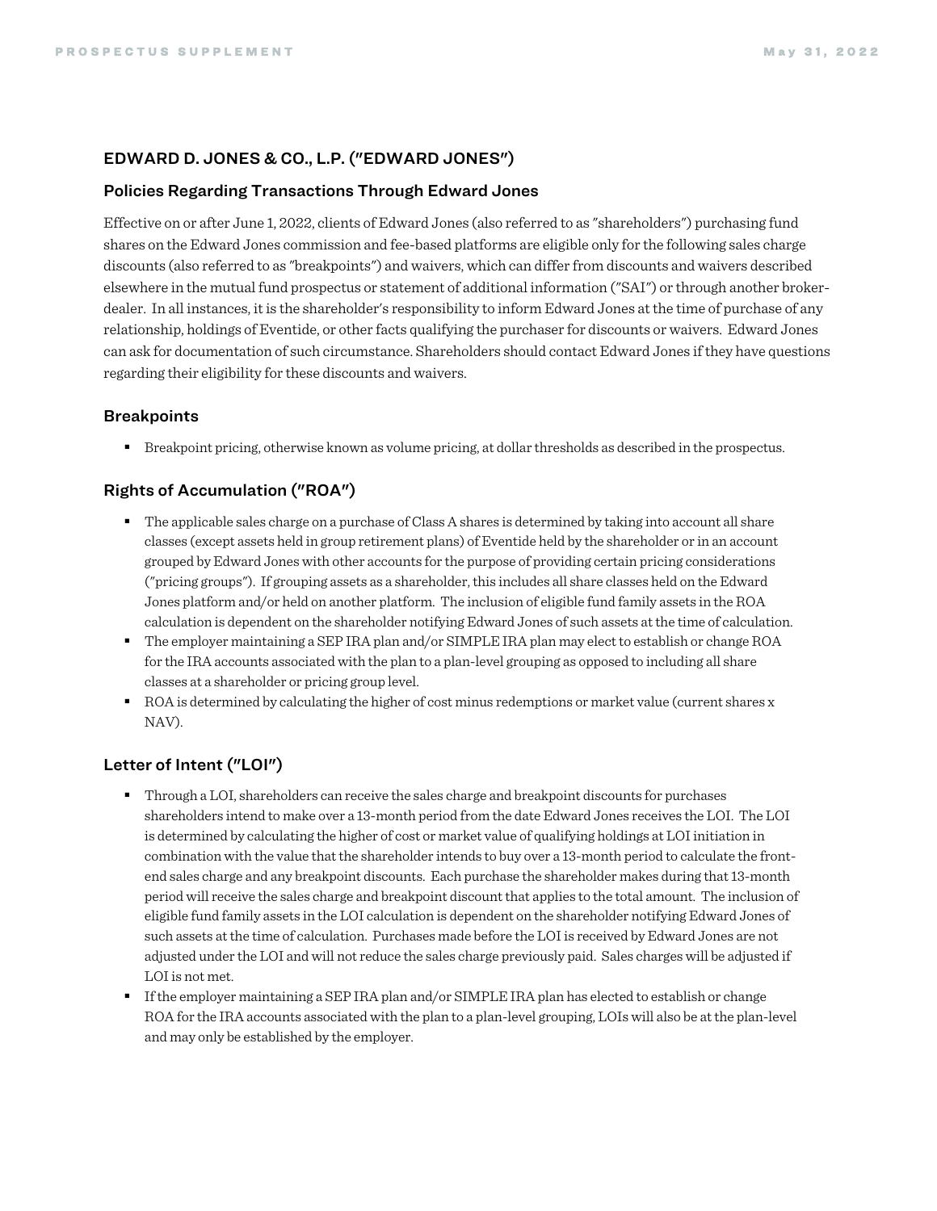## EDWARD D. JONES & CO., L.P. ("EDWARD JONES")

### Policies Regarding Transactions Through Edward Jones

Effective on or after June 1, 2022, clients of Edward Jones (also referred to as "shareholders") purchasing fund shares on the Edward Jones commission and fee-based platforms are eligible only for the following sales charge discounts (also referred to as "breakpoints") and waivers, which can differ from discounts and waivers described elsewhere in the mutual fund prospectus or statement of additional information ("SAI") or through another broker-dealer. In all instances, it is the shareholder's responsibility to inform Edward Jones at the time of purchase of any relationship, holdings of Eventide, or other facts qualifying the purchaser for discounts or waivers. Edward Jones can ask for documentation of such circumstance. Shareholders should contact Edward Jones if they have questions regarding their eligibility for these discounts and waivers.

### Breakpoints

- Breakpoint pricing, otherwise known as volume pricing, at dollar thresholds as described in the prospectus.

### Rights of Accumulation ("ROA")

- The applicable sales charge on a purchase of Class A shares is determined by taking into account all share classes (except assets held in group retirement plans) of Eventide held by the shareholder or in an account grouped by Edward Jones with other accounts for the purpose of providing certain pricing considerations ("pricing groups"). If grouping assets as a shareholder, this includes all share classes held on the Edward Jones platform and/or held on another platform. The inclusion of eligible fund family assets in the ROA calculation is dependent on the shareholder notifying Edward Jones of such assets at the time of calculation.
- The employer maintaining a SEP IRA plan and/or SIMPLE IRA plan may elect to establish or change ROA for the IRA accounts associated with the plan to a plan-level grouping as opposed to including all share classes at a shareholder or pricing group level.
- ROA is determined by calculating the higher of cost minus redemptions or market value (current shares x NAV).

### Letter of Intent ("LOI")

- Through a LOI, shareholders can receive the sales charge and breakpoint discounts for purchases shareholders intend to make over a 13-month period from the date Edward Jones receives the LOI. The LOI is determined by calculating the higher of cost or market value of qualifying holdings at LOI initiation in combination with the value that the shareholder intends to buy over a 13-month period to calculate the front-end sales charge and any breakpoint discounts. Each purchase the shareholder makes during that 13-month period will receive the sales charge and breakpoint discount that applies to the total amount. The inclusion of eligible fund family assets in the LOI calculation is dependent on the shareholder notifying Edward Jones of such assets at the time of calculation. Purchases made before the LOI is received by Edward Jones are not adjusted under the LOI and will not reduce the sales charge previously paid. Sales charges will be adjusted if LOI is not met.
- If the employer maintaining a SEP IRA plan and/or SIMPLE IRA plan has elected to establish or change ROA for the IRA accounts associated with the plan to a plan-level grouping, LOIs will also be at the plan-level and may only be established by the employer.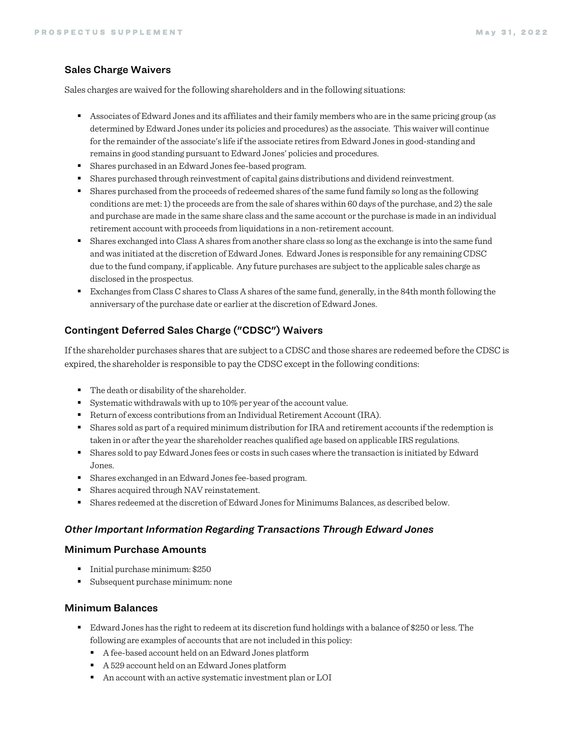### Sales Charge Waivers

Sales charges are waived for the following shareholders and in the following situations:

- Associates of Edward Jones and its affiliates and their family members who are in the same pricing group (as determined by Edward Jones under its policies and procedures) as the associate. This waiver will continue for the remainder of the associate's life if the associate retires from Edward Jones in good-standing and remains in good standing pursuant to Edward Jones' policies and procedures.
- Shares purchased in an Edward Jones fee-based program.
- Shares purchased through reinvestment of capital gains distributions and dividend reinvestment.
- Shares purchased from the proceeds of redeemed shares of the same fund family so long as the following conditions are met: 1) the proceeds are from the sale of shares within 60 days of the purchase, and 2) the sale and purchase are made in the same share class and the same account or the purchase is made in an individual retirement account with proceeds from liquidations in a non-retirement account.
- Shares exchanged into Class A shares from another share class so long as the exchange is into the same fund and was initiated at the discretion of Edward Jones. Edward Jones is responsible for any remaining CDSC due to the fund company, if applicable. Any future purchases are subject to the applicable sales charge as disclosed in the prospectus.
- Exchanges from Class C shares to Class A shares of the same fund, generally, in the 84th month following the anniversary of the purchase date or earlier at the discretion of Edward Jones.

### Contingent Deferred Sales Charge ("CDSC") Waivers

If the shareholder purchases shares that are subject to a CDSC and those shares are redeemed before the CDSC is expired, the shareholder is responsible to pay the CDSC except in the following conditions:

- The death or disability of the shareholder.
- Systematic withdrawals with up to 10% per year of the account value.
- Return of excess contributions from an Individual Retirement Account (IRA).
- Shares sold as part of a required minimum distribution for IRA and retirement accounts if the redemption is taken in or after the year the shareholder reaches qualified age based on applicable IRS regulations.
- Shares sold to pay Edward Jones fees or costs in such cases where the transaction is initiated by Edward Jones.
- Shares exchanged in an Edward Jones fee-based program.
- Shares acquired through NAV reinstatement.
- Shares redeemed at the discretion of Edward Jones for Minimums Balances, as described below.

### *Other Important Information Regarding Transactions Through Edward Jones*

### Minimum Purchase Amounts

- Initial purchase minimum: $250
- Subsequent purchase minimum: none

### Minimum Balances

- Edward Jones has the right to redeem at its discretion fund holdings with a balance of $250 or less. The following are examples of accounts that are not included in this policy:
  - A fee-based account held on an Edward Jones platform
  - A 529 account held on an Edward Jones platform
  - An account with an active systematic investment plan or LOI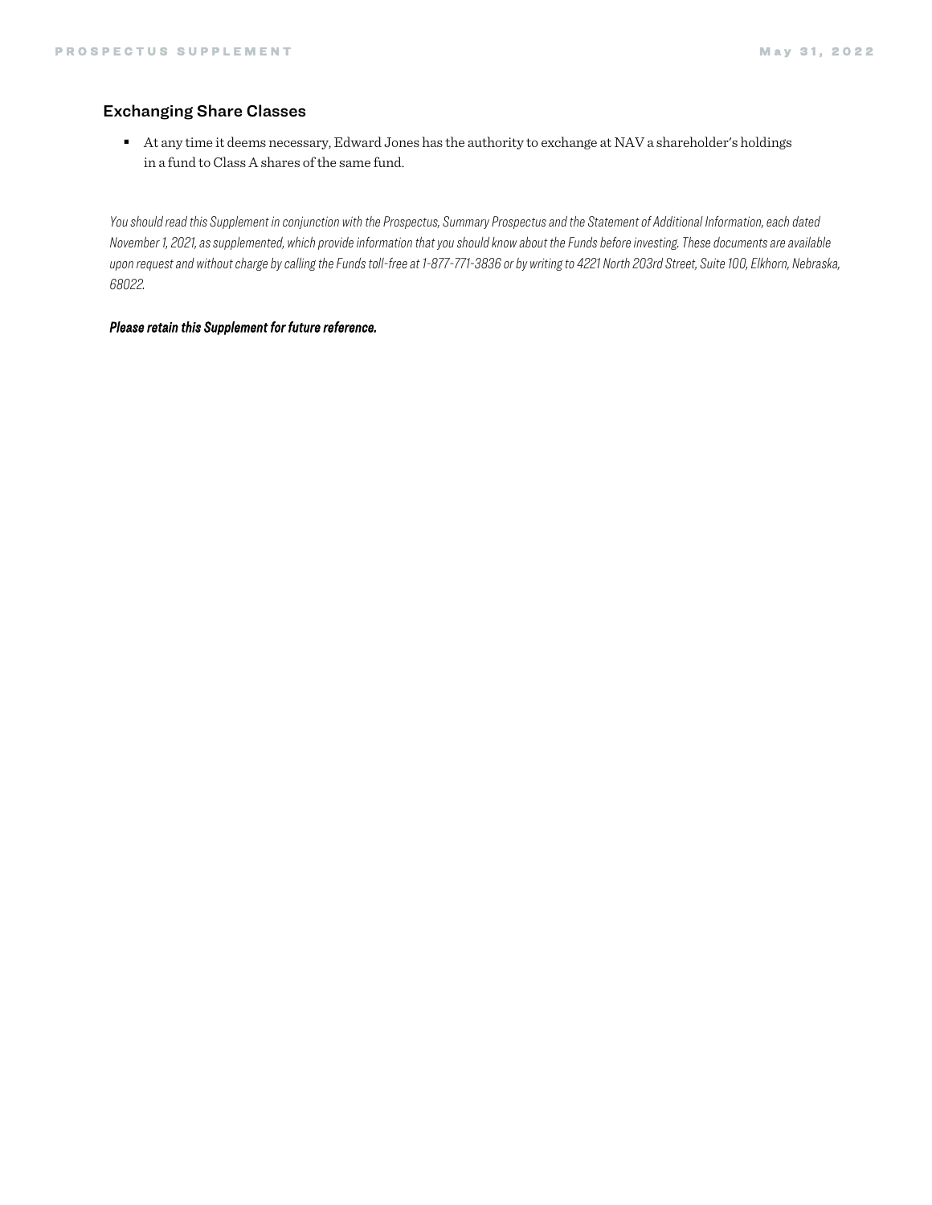### Exchanging Share Classes

- At any time it deems necessary, Edward Jones has the authority to exchange at NAV a shareholder's holdings in a fund to Class A shares of the same fund.

*You should read this Supplement in conjunction with the Prospectus, Summary Prospectus and the Statement of Additional Information, each dated November 1, 2021, as supplemented, which provide information that you should know about the Funds before investing. These documents are available upon request and without charge by calling the Funds toll-free at 1-877-771-3836 or by writing to 4221 North 203rd Street, Suite 100, Elkhorn, Nebraska, 68022.*

***Please retain this Supplement for future reference.***